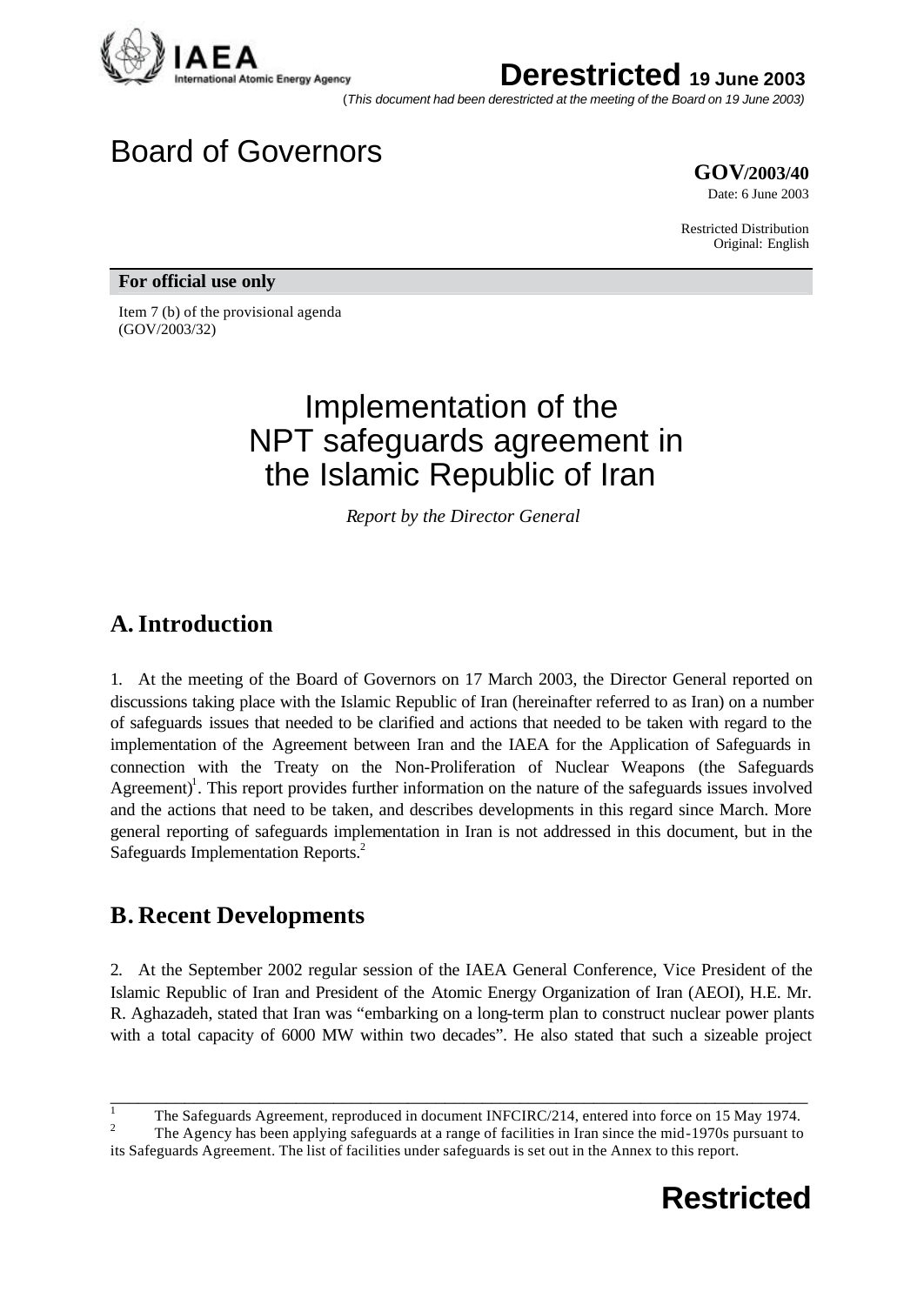**Derestricted** 19 June 2003

(*This document had been derestricted at the meeting of the Board on 19 June 2003)*

# Board of Governors

**GOV/2003/40**

Date: 6 June 2003

Restricted Distribution
Original: English

**For official use only**

Item 7 (b) of the provisional agenda
(GOV/2003/32)

# Implementation of the NPT safeguards agreement in the Islamic Republic of Iran

*Report by the Director General*

## A. Introduction

1. At the meeting of the Board of Governors on 17 March 2003, the Director General reported on discussions taking place with the Islamic Republic of Iran (hereinafter referred to as Iran) on a number of safeguards issues that needed to be clarified and actions that needed to be taken with regard to the implementation of the Agreement between Iran and the IAEA for the Application of Safeguards in connection with the Treaty on the Non-Proliferation of Nuclear Weapons (the Safeguards Agreement)[1]. This report provides further information on the nature of the safeguards issues involved and the actions that need to be taken, and describes developments in this regard since March. More general reporting of safeguards implementation in Iran is not addressed in this document, but in the Safeguards Implementation Reports.[2]

## B. Recent Developments

2. At the September 2002 regular session of the IAEA General Conference, Vice President of the Islamic Republic of Iran and President of the Atomic Energy Organization of Iran (AEOI), H.E. Mr. R. Aghazadeh, stated that Iran was "embarking on a long-term plan to construct nuclear power plants with a total capacity of 6000 MW within two decades". He also stated that such a sizeable project

---

[1] The Safeguards Agreement, reproduced in document INFCIRC/214, entered into force on 15 May 1974.

[2] The Agency has been applying safeguards at a range of facilities in Iran since the mid-1970s pursuant to its Safeguards Agreement. The list of facilities under safeguards is set out in the Annex to this report.

**Restricted**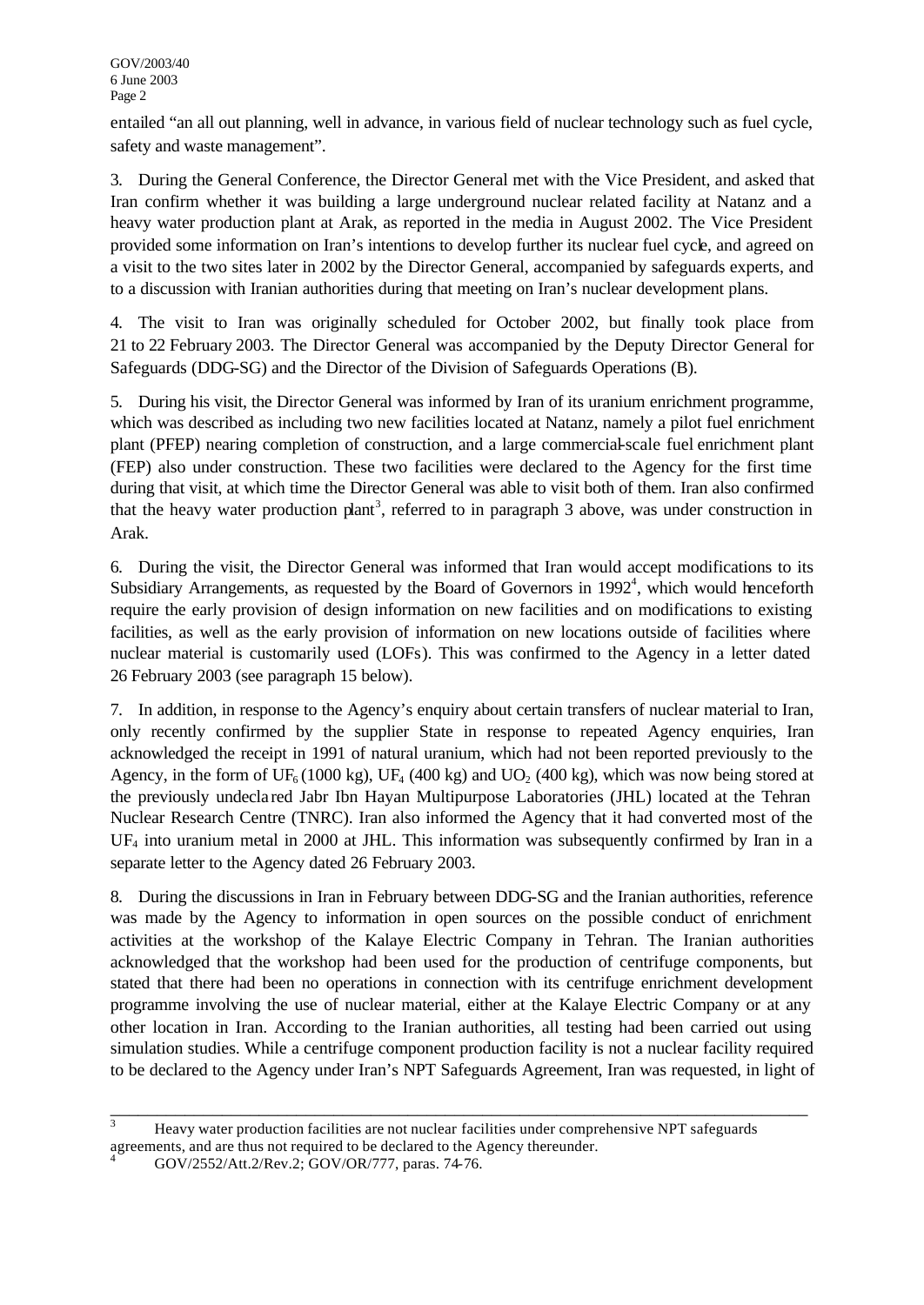entailed "an all out planning, well in advance, in various field of nuclear technology such as fuel cycle, safety and waste management".

3. During the General Conference, the Director General met with the Vice President, and asked that Iran confirm whether it was building a large underground nuclear related facility at Natanz and a heavy water production plant at Arak, as reported in the media in August 2002. The Vice President provided some information on Iran's intentions to develop further its nuclear fuel cycle, and agreed on a visit to the two sites later in 2002 by the Director General, accompanied by safeguards experts, and to a discussion with Iranian authorities during that meeting on Iran's nuclear development plans.

4. The visit to Iran was originally scheduled for October 2002, but finally took place from 21 to 22 February 2003. The Director General was accompanied by the Deputy Director General for Safeguards (DDG-SG) and the Director of the Division of Safeguards Operations (B).

5. During his visit, the Director General was informed by Iran of its uranium enrichment programme, which was described as including two new facilities located at Natanz, namely a pilot fuel enrichment plant (PFEP) nearing completion of construction, and a large commercial-scale fuel enrichment plant (FEP) also under construction. These two facilities were declared to the Agency for the first time during that visit, at which time the Director General was able to visit both of them. Iran also confirmed that the heavy water production plant[3], referred to in paragraph 3 above, was under construction in Arak.

6. During the visit, the Director General was informed that Iran would accept modifications to its Subsidiary Arrangements, as requested by the Board of Governors in 1992[4], which would henceforth require the early provision of design information on new facilities and on modifications to existing facilities, as well as the early provision of information on new locations outside of facilities where nuclear material is customarily used (LOFs). This was confirmed to the Agency in a letter dated 26 February 2003 (see paragraph 15 below).

7. In addition, in response to the Agency's enquiry about certain transfers of nuclear material to Iran, only recently confirmed by the supplier State in response to repeated Agency enquiries, Iran acknowledged the receipt in 1991 of natural uranium, which had not been reported previously to the Agency, in the form of $UF_6$ (1000 kg), $UF_4$ (400 kg) and $UO_2$ (400 kg), which was now being stored at the previously undeclared Jabr Ibn Hayan Multipurpose Laboratories (JHL) located at the Tehran Nuclear Research Centre (TNRC). Iran also informed the Agency that it had converted most of the $UF_4$ into uranium metal in 2000 at JHL. This information was subsequently confirmed by Iran in a separate letter to the Agency dated 26 February 2003.

8. During the discussions in Iran in February between DDG-SG and the Iranian authorities, reference was made by the Agency to information in open sources on the possible conduct of enrichment activities at the workshop of the Kalaye Electric Company in Tehran. The Iranian authorities acknowledged that the workshop had been used for the production of centrifuge components, but stated that there had been no operations in connection with its centrifuge enrichment development programme involving the use of nuclear material, either at the Kalaye Electric Company or at any other location in Iran. According to the Iranian authorities, all testing had been carried out using simulation studies. While a centrifuge component production facility is not a nuclear facility required to be declared to the Agency under Iran's NPT Safeguards Agreement, Iran was requested, in light of

---

[3] Heavy water production facilities are not nuclear facilities under comprehensive NPT safeguards agreements, and are thus not required to be declared to the Agency thereunder.

[4] GOV/2552/Att.2/Rev.2; GOV/OR/777, paras. 74-76.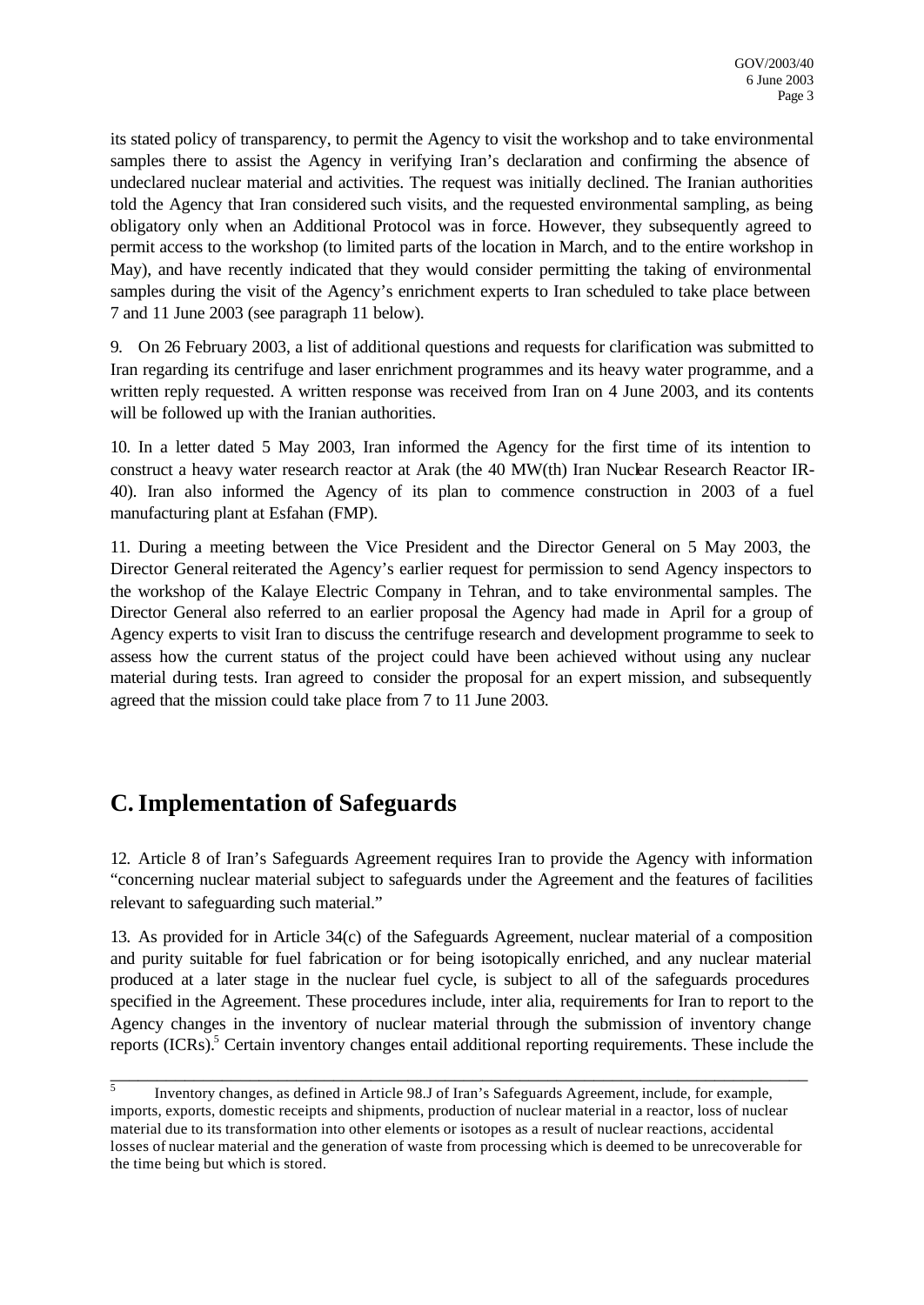its stated policy of transparency, to permit the Agency to visit the workshop and to take environmental samples there to assist the Agency in verifying Iran's declaration and confirming the absence of undeclared nuclear material and activities. The request was initially declined. The Iranian authorities told the Agency that Iran considered such visits, and the requested environmental sampling, as being obligatory only when an Additional Protocol was in force. However, they subsequently agreed to permit access to the workshop (to limited parts of the location in March, and to the entire workshop in May), and have recently indicated that they would consider permitting the taking of environmental samples during the visit of the Agency's enrichment experts to Iran scheduled to take place between 7 and 11 June 2003 (see paragraph 11 below).

9. On 26 February 2003, a list of additional questions and requests for clarification was submitted to Iran regarding its centrifuge and laser enrichment programmes and its heavy water programme, and a written reply requested. A written response was received from Iran on 4 June 2003, and its contents will be followed up with the Iranian authorities.

10. In a letter dated 5 May 2003, Iran informed the Agency for the first time of its intention to construct a heavy water research reactor at Arak (the 40 MW(th) Iran Nuclear Research Reactor IR-40). Iran also informed the Agency of its plan to commence construction in 2003 of a fuel manufacturing plant at Esfahan (FMP).

11. During a meeting between the Vice President and the Director General on 5 May 2003, the Director General reiterated the Agency's earlier request for permission to send Agency inspectors to the workshop of the Kalaye Electric Company in Tehran, and to take environmental samples. The Director General also referred to an earlier proposal the Agency had made in April for a group of Agency experts to visit Iran to discuss the centrifuge research and development programme to seek to assess how the current status of the project could have been achieved without using any nuclear material during tests. Iran agreed to consider the proposal for an expert mission, and subsequently agreed that the mission could take place from 7 to 11 June 2003.

## C. Implementation of Safeguards

12. Article 8 of Iran's Safeguards Agreement requires Iran to provide the Agency with information "concerning nuclear material subject to safeguards under the Agreement and the features of facilities relevant to safeguarding such material."

13. As provided for in Article 34(c) of the Safeguards Agreement, nuclear material of a composition and purity suitable for fuel fabrication or for being isotopically enriched, and any nuclear material produced at a later stage in the nuclear fuel cycle, is subject to all of the safeguards procedures specified in the Agreement. These procedures include, inter alia, requirements for Iran to report to the Agency changes in the inventory of nuclear material through the submission of inventory change reports (ICRs).[5] Certain inventory changes entail additional reporting requirements. These include the

---

[5] Inventory changes, as defined in Article 98.J of Iran's Safeguards Agreement, include, for example, imports, exports, domestic receipts and shipments, production of nuclear material in a reactor, loss of nuclear material due to its transformation into other elements or isotopes as a result of nuclear reactions, accidental losses of nuclear material and the generation of waste from processing which is deemed to be unrecoverable for the time being but which is stored.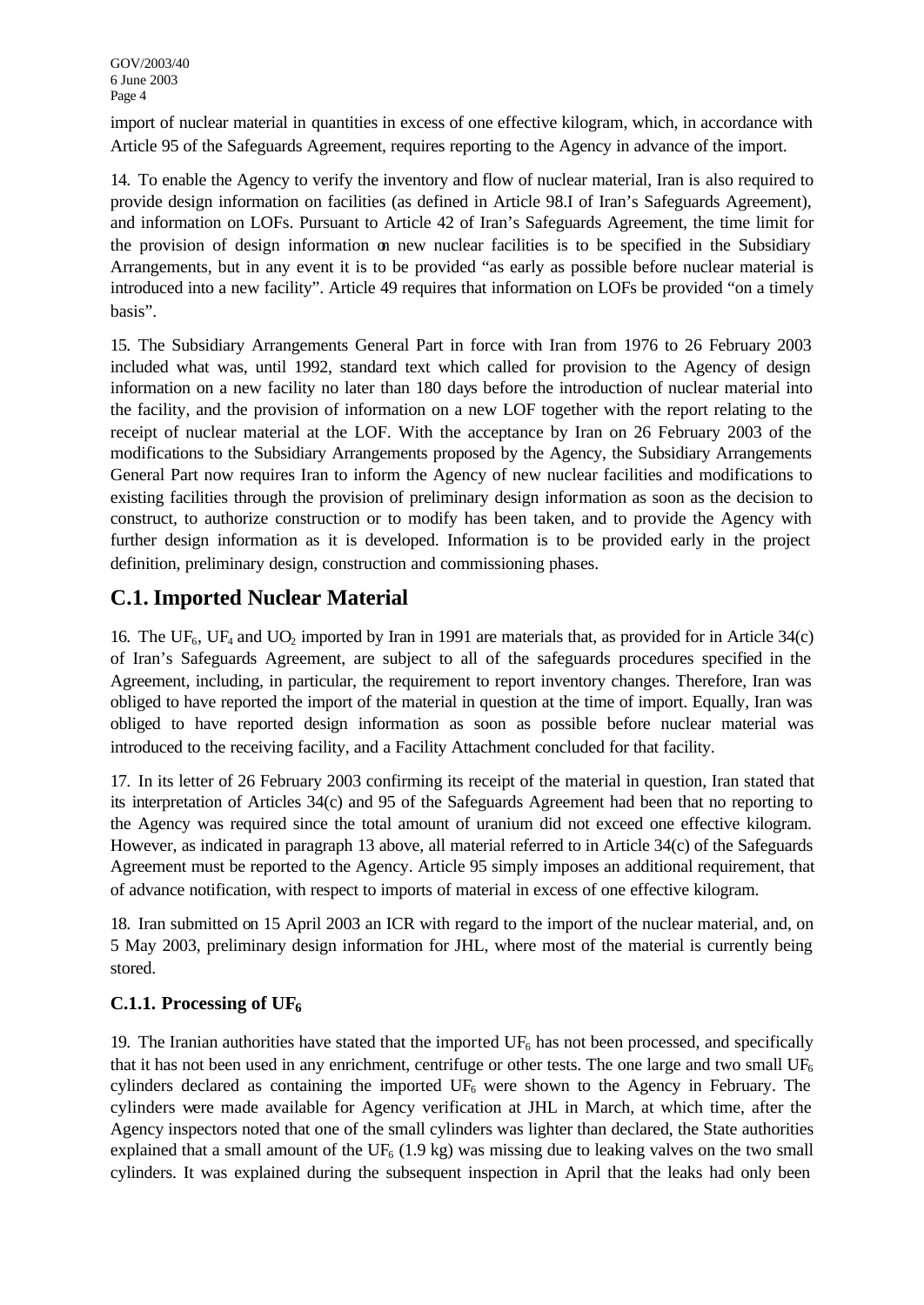import of nuclear material in quantities in excess of one effective kilogram, which, in accordance with Article 95 of the Safeguards Agreement, requires reporting to the Agency in advance of the import.

14. To enable the Agency to verify the inventory and flow of nuclear material, Iran is also required to provide design information on facilities (as defined in Article 98.I of Iran's Safeguards Agreement), and information on LOFs. Pursuant to Article 42 of Iran's Safeguards Agreement, the time limit for the provision of design information on new nuclear facilities is to be specified in the Subsidiary Arrangements, but in any event it is to be provided "as early as possible before nuclear material is introduced into a new facility". Article 49 requires that information on LOFs be provided "on a timely basis".

15. The Subsidiary Arrangements General Part in force with Iran from 1976 to 26 February 2003 included what was, until 1992, standard text which called for provision to the Agency of design information on a new facility no later than 180 days before the introduction of nuclear material into the facility, and the provision of information on a new LOF together with the report relating to the receipt of nuclear material at the LOF. With the acceptance by Iran on 26 February 2003 of the modifications to the Subsidiary Arrangements proposed by the Agency, the Subsidiary Arrangements General Part now requires Iran to inform the Agency of new nuclear facilities and modifications to existing facilities through the provision of preliminary design information as soon as the decision to construct, to authorize construction or to modify has been taken, and to provide the Agency with further design information as it is developed. Information is to be provided early in the project definition, preliminary design, construction and commissioning phases.

## C.1. Imported Nuclear Material

16. The $UF_6$, $UF_4$ and $UO_2$ imported by Iran in 1991 are materials that, as provided for in Article 34(c) of Iran's Safeguards Agreement, are subject to all of the safeguards procedures specified in the Agreement, including, in particular, the requirement to report inventory changes. Therefore, Iran was obliged to have reported the import of the material in question at the time of import. Equally, Iran was obliged to have reported design information as soon as possible before nuclear material was introduced to the receiving facility, and a Facility Attachment concluded for that facility.

17. In its letter of 26 February 2003 confirming its receipt of the material in question, Iran stated that its interpretation of Articles 34(c) and 95 of the Safeguards Agreement had been that no reporting to the Agency was required since the total amount of uranium did not exceed one effective kilogram. However, as indicated in paragraph 13 above, all material referred to in Article 34(c) of the Safeguards Agreement must be reported to the Agency. Article 95 simply imposes an additional requirement, that of advance notification, with respect to imports of material in excess of one effective kilogram.

18. Iran submitted on 15 April 2003 an ICR with regard to the import of the nuclear material, and, on 5 May 2003, preliminary design information for JHL, where most of the material is currently being stored.

### C.1.1. Processing of $UF_6$

19. The Iranian authorities have stated that the imported $UF_6$ has not been processed, and specifically that it has not been used in any enrichment, centrifuge or other tests. The one large and two small $UF_6$ cylinders declared as containing the imported $UF_6$ were shown to the Agency in February. The cylinders were made available for Agency verification at JHL in March, at which time, after the Agency inspectors noted that one of the small cylinders was lighter than declared, the State authorities explained that a small amount of the $UF_6$ (1.9 kg) was missing due to leaking valves on the two small cylinders. It was explained during the subsequent inspection in April that the leaks had only been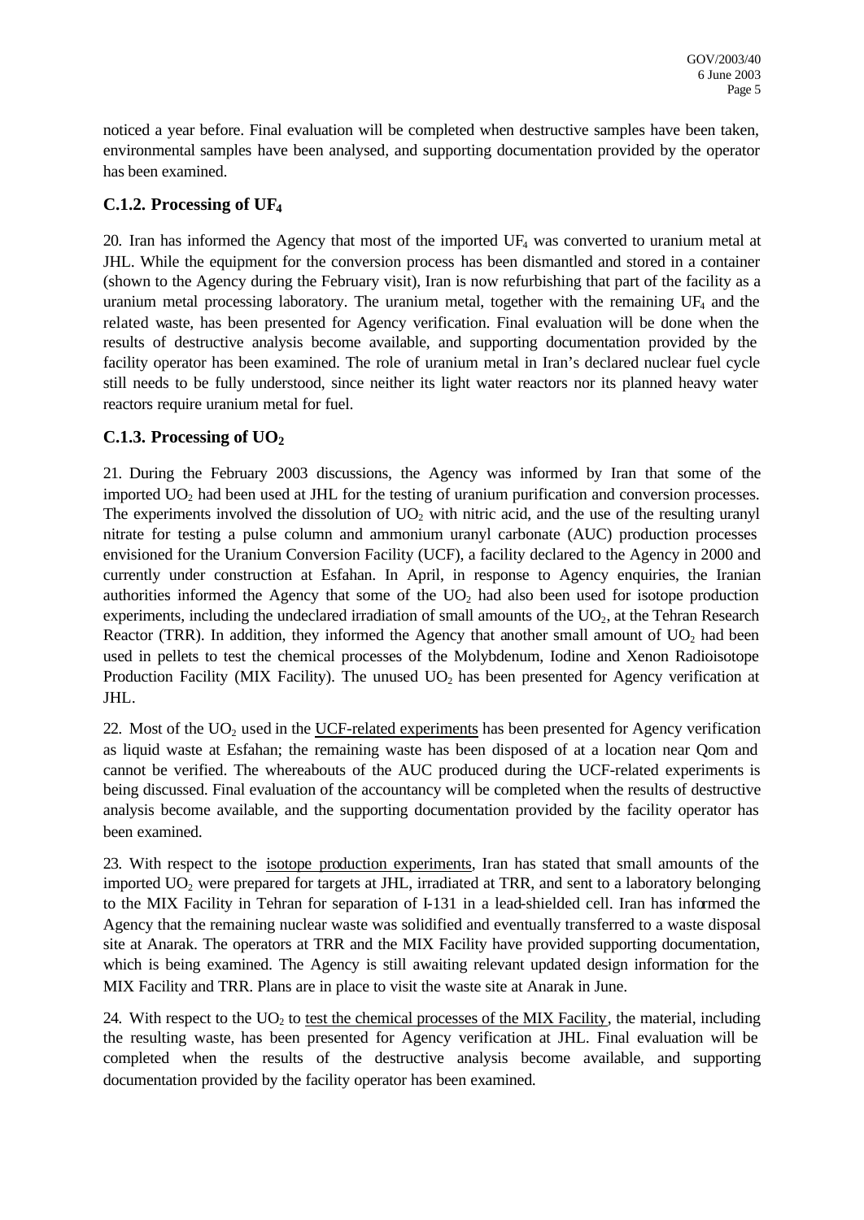noticed a year before. Final evaluation will be completed when destructive samples have been taken, environmental samples have been analysed, and supporting documentation provided by the operator has been examined.

### C.1.2. Processing of $UF_4$

20. Iran has informed the Agency that most of the imported $UF_4$ was converted to uranium metal at JHL. While the equipment for the conversion process has been dismantled and stored in a container (shown to the Agency during the February visit), Iran is now refurbishing that part of the facility as a uranium metal processing laboratory. The uranium metal, together with the remaining $UF_4$ and the related waste, has been presented for Agency verification. Final evaluation will be done when the results of destructive analysis become available, and supporting documentation provided by the facility operator has been examined. The role of uranium metal in Iran's declared nuclear fuel cycle still needs to be fully understood, since neither its light water reactors nor its planned heavy water reactors require uranium metal for fuel.

### C.1.3. Processing of $UO_2$

21. During the February 2003 discussions, the Agency was informed by Iran that some of the imported $UO_2$ had been used at JHL for the testing of uranium purification and conversion processes. The experiments involved the dissolution of $UO_2$ with nitric acid, and the use of the resulting uranyl nitrate for testing a pulse column and ammonium uranyl carbonate (AUC) production processes envisioned for the Uranium Conversion Facility (UCF), a facility declared to the Agency in 2000 and currently under construction at Esfahan. In April, in response to Agency enquiries, the Iranian authorities informed the Agency that some of the $UO_2$ had also been used for isotope production experiments, including the undeclared irradiation of small amounts of the $UO_2$, at the Tehran Research Reactor (TRR). In addition, they informed the Agency that another small amount of $UO_2$ had been used in pellets to test the chemical processes of the Molybdenum, Iodine and Xenon Radioisotope Production Facility (MIX Facility). The unused $UO_2$ has been presented for Agency verification at JHL.

22. Most of the $UO_2$ used in the <u>UCF-related experiments</u> has been presented for Agency verification as liquid waste at Esfahan; the remaining waste has been disposed of at a location near Qom and cannot be verified. The whereabouts of the AUC produced during the UCF-related experiments is being discussed. Final evaluation of the accountancy will be completed when the results of destructive analysis become available, and the supporting documentation provided by the facility operator has been examined.

23. With respect to the <u>isotope production experiments</u>, Iran has stated that small amounts of the imported $UO_2$ were prepared for targets at JHL, irradiated at TRR, and sent to a laboratory belonging to the MIX Facility in Tehran for separation of I-131 in a lead-shielded cell. Iran has informed the Agency that the remaining nuclear waste was solidified and eventually transferred to a waste disposal site at Anarak. The operators at TRR and the MIX Facility have provided supporting documentation, which is being examined. The Agency is still awaiting relevant updated design information for the MIX Facility and TRR. Plans are in place to visit the waste site at Anarak in June.

24. With respect to the $UO_2$ to <u>test the chemical processes of the MIX Facility</u>, the material, including the resulting waste, has been presented for Agency verification at JHL. Final evaluation will be completed when the results of the destructive analysis become available, and supporting documentation provided by the facility operator has been examined.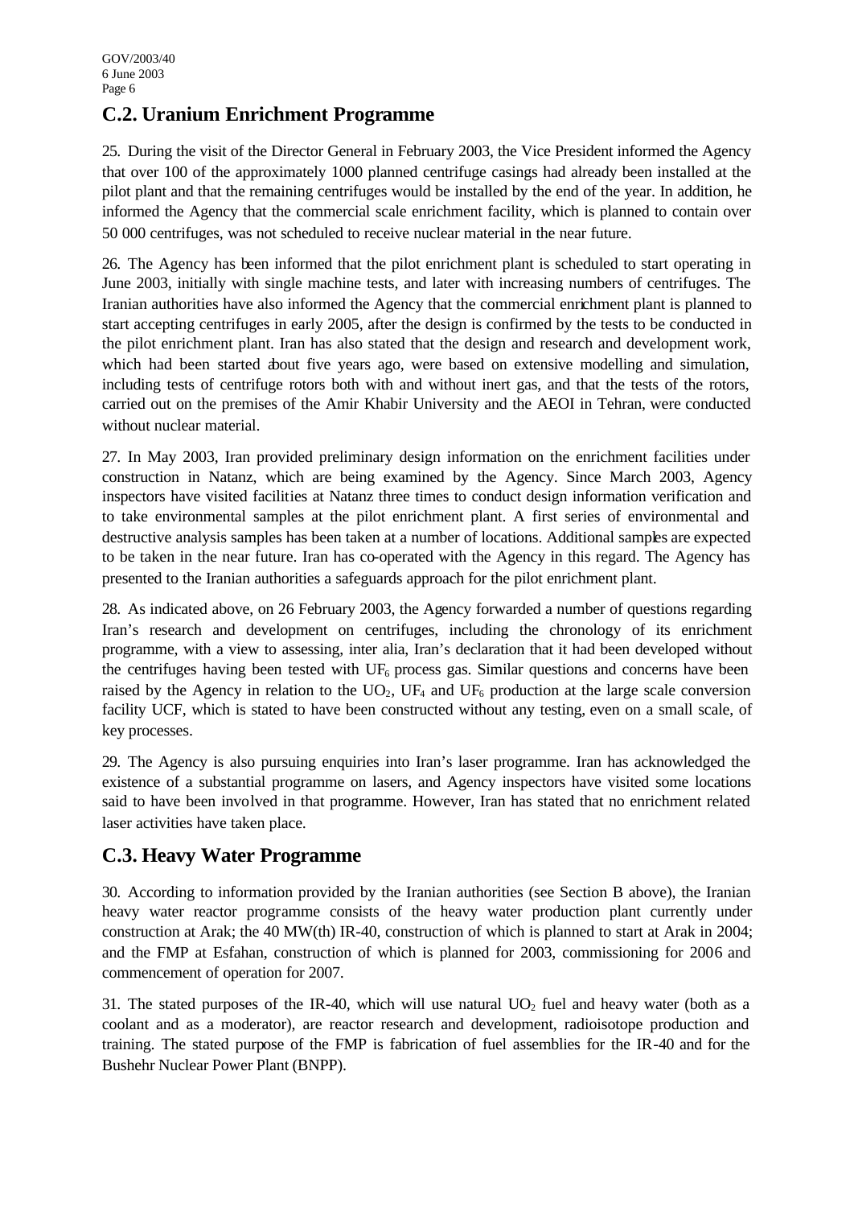## C.2. Uranium Enrichment Programme

25. During the visit of the Director General in February 2003, the Vice President informed the Agency that over 100 of the approximately 1000 planned centrifuge casings had already been installed at the pilot plant and that the remaining centrifuges would be installed by the end of the year. In addition, he informed the Agency that the commercial scale enrichment facility, which is planned to contain over 50 000 centrifuges, was not scheduled to receive nuclear material in the near future.

26. The Agency has been informed that the pilot enrichment plant is scheduled to start operating in June 2003, initially with single machine tests, and later with increasing numbers of centrifuges. The Iranian authorities have also informed the Agency that the commercial enrichment plant is planned to start accepting centrifuges in early 2005, after the design is confirmed by the tests to be conducted in the pilot enrichment plant. Iran has also stated that the design and research and development work, which had been started about five years ago, were based on extensive modelling and simulation, including tests of centrifuge rotors both with and without inert gas, and that the tests of the rotors, carried out on the premises of the Amir Khabir University and the AEOI in Tehran, were conducted without nuclear material.

27. In May 2003, Iran provided preliminary design information on the enrichment facilities under construction in Natanz, which are being examined by the Agency. Since March 2003, Agency inspectors have visited facilities at Natanz three times to conduct design information verification and to take environmental samples at the pilot enrichment plant. A first series of environmental and destructive analysis samples has been taken at a number of locations. Additional samples are expected to be taken in the near future. Iran has co-operated with the Agency in this regard. The Agency has presented to the Iranian authorities a safeguards approach for the pilot enrichment plant.

28. As indicated above, on 26 February 2003, the Agency forwarded a number of questions regarding Iran's research and development on centrifuges, including the chronology of its enrichment programme, with a view to assessing, inter alia, Iran's declaration that it had been developed without the centrifuges having been tested with $UF_6$ process gas. Similar questions and concerns have been raised by the Agency in relation to the $UO_2$, $UF_4$ and $UF_6$ production at the large scale conversion facility UCF, which is stated to have been constructed without any testing, even on a small scale, of key processes.

29. The Agency is also pursuing enquiries into Iran's laser programme. Iran has acknowledged the existence of a substantial programme on lasers, and Agency inspectors have visited some locations said to have been involved in that programme. However, Iran has stated that no enrichment related laser activities have taken place.

## C.3. Heavy Water Programme

30. According to information provided by the Iranian authorities (see Section B above), the Iranian heavy water reactor programme consists of the heavy water production plant currently under construction at Arak; the 40 MW(th) IR-40, construction of which is planned to start at Arak in 2004; and the FMP at Esfahan, construction of which is planned for 2003, commissioning for 2006 and commencement of operation for 2007.

31. The stated purposes of the IR-40, which will use natural $UO_2$ fuel and heavy water (both as a coolant and as a moderator), are reactor research and development, radioisotope production and training. The stated purpose of the FMP is fabrication of fuel assemblies for the IR-40 and for the Bushehr Nuclear Power Plant (BNPP).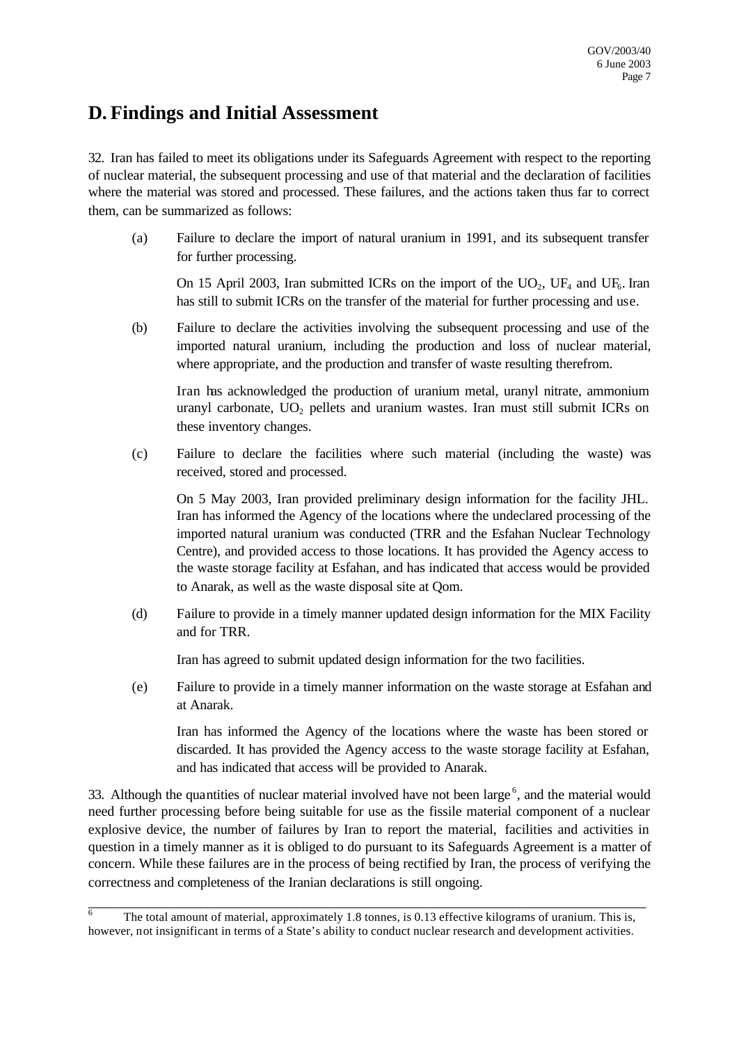## D. Findings and Initial Assessment

32. Iran has failed to meet its obligations under its Safeguards Agreement with respect to the reporting of nuclear material, the subsequent processing and use of that material and the declaration of facilities where the material was stored and processed. These failures, and the actions taken thus far to correct them, can be summarized as follows:

(a) Failure to declare the import of natural uranium in 1991, and its subsequent transfer for further processing.

On 15 April 2003, Iran submitted ICRs on the import of the $UO_2$, $UF_4$ and $UF_6$. Iran has still to submit ICRs on the transfer of the material for further processing and use.

(b) Failure to declare the activities involving the subsequent processing and use of the imported natural uranium, including the production and loss of nuclear material, where appropriate, and the production and transfer of waste resulting therefrom.

Iran has acknowledged the production of uranium metal, uranyl nitrate, ammonium uranyl carbonate, $UO_2$ pellets and uranium wastes. Iran must still submit ICRs on these inventory changes.

(c) Failure to declare the facilities where such material (including the waste) was received, stored and processed.

On 5 May 2003, Iran provided preliminary design information for the facility JHL. Iran has informed the Agency of the locations where the undeclared processing of the imported natural uranium was conducted (TRR and the Esfahan Nuclear Technology Centre), and provided access to those locations. It has provided the Agency access to the waste storage facility at Esfahan, and has indicated that access would be provided to Anarak, as well as the waste disposal site at Qom.

(d) Failure to provide in a timely manner updated design information for the MIX Facility and for TRR.

Iran has agreed to submit updated design information for the two facilities.

(e) Failure to provide in a timely manner information on the waste storage at Esfahan and at Anarak.

Iran has informed the Agency of the locations where the waste has been stored or discarded. It has provided the Agency access to the waste storage facility at Esfahan, and has indicated that access will be provided to Anarak.

33. Although the quantities of nuclear material involved have not been large[6], and the material would need further processing before being suitable for use as the fissile material component of a nuclear explosive device, the number of failures by Iran to report the material, facilities and activities in question in a timely manner as it is obliged to do pursuant to its Safeguards Agreement is a matter of concern. While these failures are in the process of being rectified by Iran, the process of verifying the correctness and completeness of the Iranian declarations is still ongoing.

---

[6] The total amount of material, approximately 1.8 tonnes, is 0.13 effective kilograms of uranium. This is, however, not insignificant in terms of a State's ability to conduct nuclear research and development activities.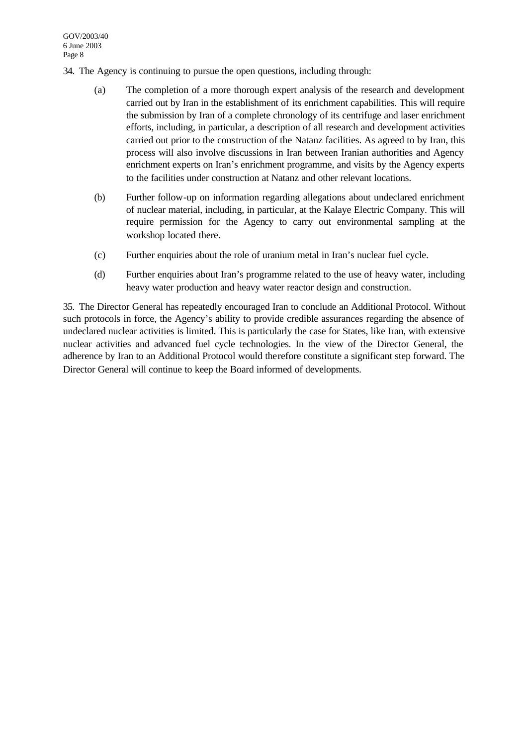34. The Agency is continuing to pursue the open questions, including through:

(a) The completion of a more thorough expert analysis of the research and development carried out by Iran in the establishment of its enrichment capabilities. This will require the submission by Iran of a complete chronology of its centrifuge and laser enrichment efforts, including, in particular, a description of all research and development activities carried out prior to the construction of the Natanz facilities. As agreed to by Iran, this process will also involve discussions in Iran between Iranian authorities and Agency enrichment experts on Iran's enrichment programme, and visits by the Agency experts to the facilities under construction at Natanz and other relevant locations.

(b) Further follow-up on information regarding allegations about undeclared enrichment of nuclear material, including, in particular, at the Kalaye Electric Company. This will require permission for the Agency to carry out environmental sampling at the workshop located there.

(c) Further enquiries about the role of uranium metal in Iran's nuclear fuel cycle.

(d) Further enquiries about Iran's programme related to the use of heavy water, including heavy water production and heavy water reactor design and construction.

35. The Director General has repeatedly encouraged Iran to conclude an Additional Protocol. Without such protocols in force, the Agency's ability to provide credible assurances regarding the absence of undeclared nuclear activities is limited. This is particularly the case for States, like Iran, with extensive nuclear activities and advanced fuel cycle technologies. In the view of the Director General, the adherence by Iran to an Additional Protocol would therefore constitute a significant step forward. The Director General will continue to keep the Board informed of developments.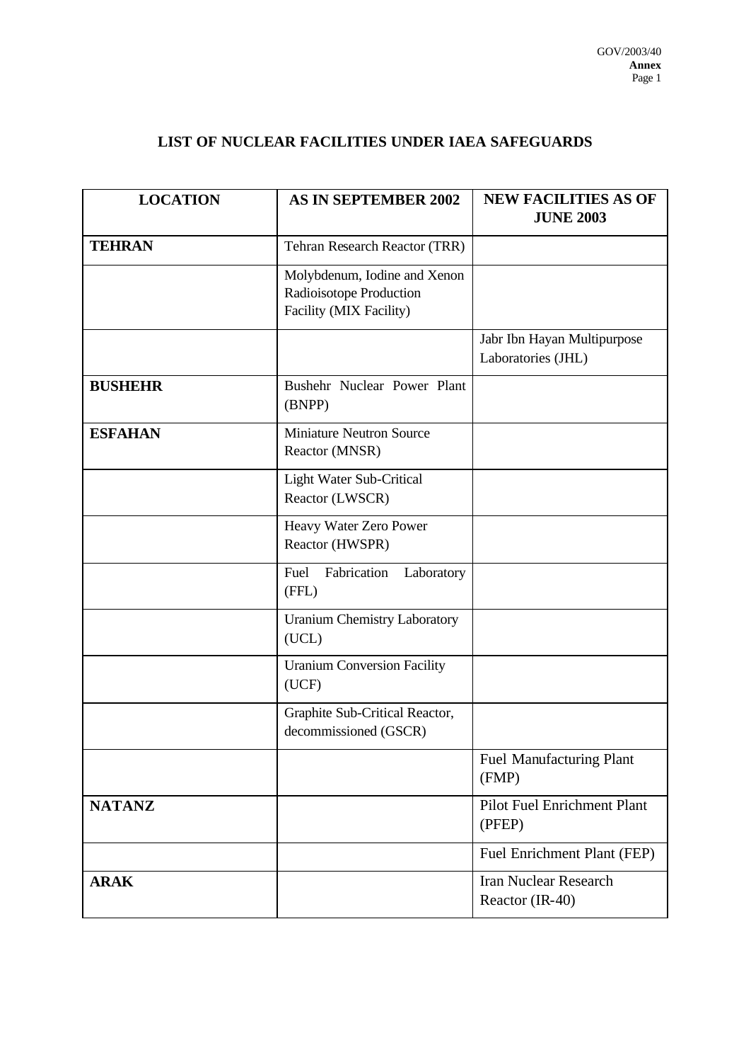## LIST OF NUCLEAR FACILITIES UNDER IAEA SAFEGUARDS

| LOCATION | AS IN SEPTEMBER 2002 | NEW FACILITIES AS OF JUNE 2003 |
|---|---|---|
| **TEHRAN** | Tehran Research Reactor (TRR) | |
| | Molybdenum, Iodine and Xenon Radioisotope Production Facility (MIX Facility) | |
| | | Jabr Ibn Hayan Multipurpose Laboratories (JHL) |
| **BUSHEHR** | Bushehr Nuclear Power Plant (BNPP) | |
| **ESFAHAN** | Miniature Neutron Source Reactor (MNSR) | |
| | Light Water Sub-Critical Reactor (LWSCR) | |
| | Heavy Water Zero Power Reactor (HWSPR) | |
| | Fuel Fabrication Laboratory (FFL) | |
| | Uranium Chemistry Laboratory (UCL) | |
| | Uranium Conversion Facility (UCF) | |
| | Graphite Sub-Critical Reactor, decommissioned (GSCR) | |
| | | Fuel Manufacturing Plant (FMP) |
| **NATANZ** | | Pilot Fuel Enrichment Plant (PFEP) |
| | | Fuel Enrichment Plant (FEP) |
| **ARAK** | | Iran Nuclear Research Reactor (IR-40) |